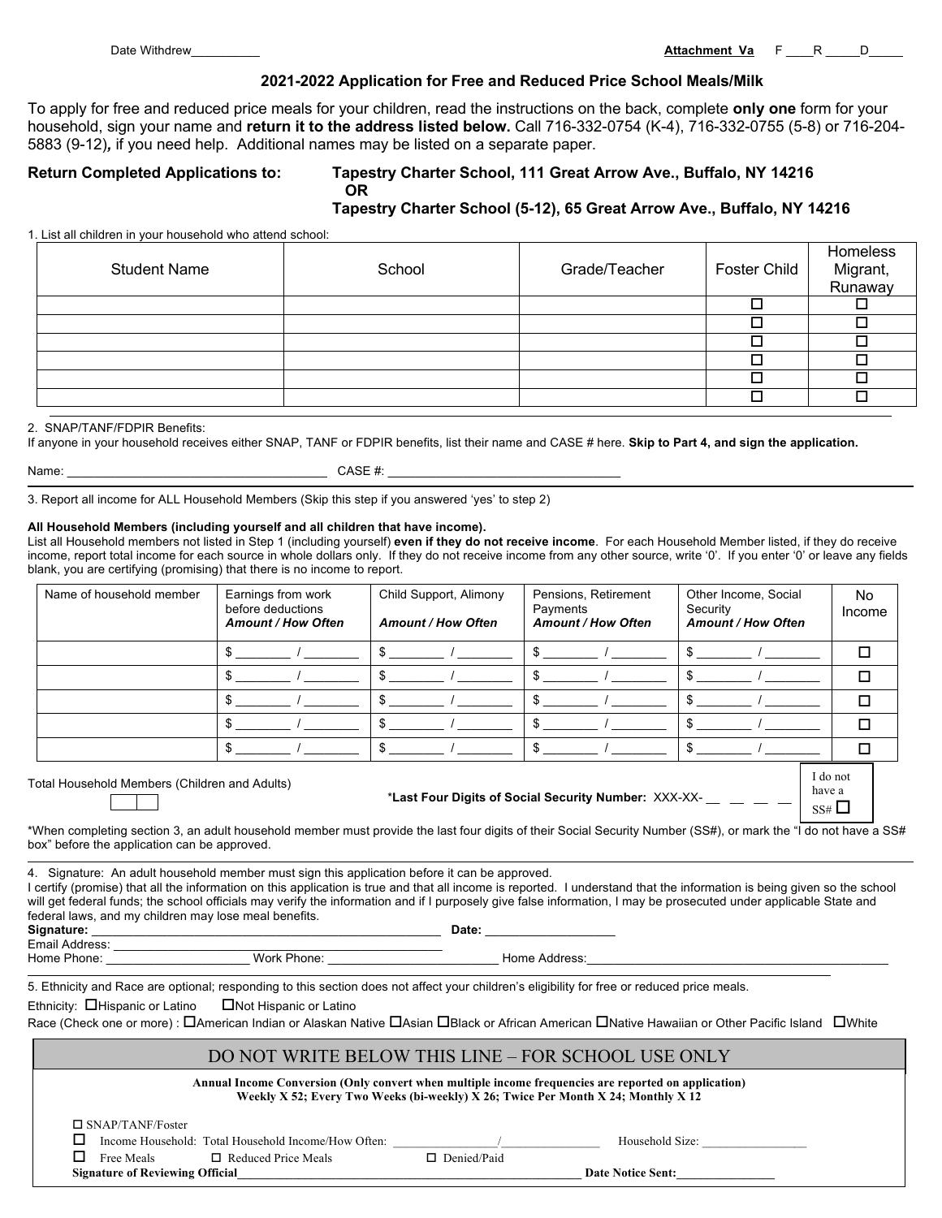Date Withdrew__________ **Attachment Va** F ____R _____D_____

## 2021-2022 Application for Free and Reduced Price School Meals/Milk

To apply for free and reduced price meals for your children, read the instructions on the back, complete **only one** form for your household, sign your name and **return it to the address listed below.** Call 716-332-0754 (K-4), 716-332-0755 (5-8) or 716-204-5883 (9-12)***,*** if you need help. Additional names may be listed on a separate paper.

**Return Completed Applications to:** **Tapestry Charter School, 111 Great Arrow Ave., Buffalo, NY 14216**
**OR**
**Tapestry Charter School (5-12), 65 Great Arrow Ave., Buffalo, NY 14216**

1. List all children in your household who attend school:

| Student Name | School | Grade/Teacher | Foster Child | Homeless Migrant, Runaway |
|---|---|---|---|---|
| | | | ☐ | ☐ |
| | | | ☐ | ☐ |
| | | | ☐ | ☐ |
| | | | ☐ | ☐ |
| | | | ☐ | ☐ |
| | | | ☐ | ☐ |

2. SNAP/TANF/FDPIR Benefits:
If anyone in your household receives either SNAP, TANF or FDPIR benefits, list their name and CASE # here. **Skip to Part 4, and sign the application.**

Name: ______________________________________ CASE #: __________________________________

3. Report all income for ALL Household Members (Skip this step if you answered 'yes' to step 2)

**All Household Members (including yourself and all children that have income).**
List all Household members not listed in Step 1 (including yourself) **even if they do not receive income**. For each Household Member listed, if they do receive income, report total income for each source in whole dollars only. If they do not receive income from any other source, write '0'. If you enter '0' or leave any fields blank, you are certifying (promising) that there is no income to report.

| Name of household member | Earnings from work before deductions ***Amount / How Often*** | Child Support, Alimony ***Amount / How Often*** | Pensions, Retirement Payments ***Amount / How Often*** | Other Income, Social Security ***Amount / How Often*** | No Income |
|---|---|---|---|---|---|
| | $ ________ / ________ | $ ________ / ________ | $ ________ / ________ | $ ________ / ________ | ☐ |
| | $ ________ / ________ | $ ________ / ________ | $ ________ / ________ | $ ________ / ________ | ☐ |
| | $ ________ / ________ | $ ________ / ________ | $ ________ / ________ | $ ________ / ________ | ☐ |
| | $ ________ / ________ | $ ________ / ________ | $ ________ / ________ | $ ________ / ________ | ☐ |
| | $ ________ / ________ | $ ________ / ________ | $ ________ / ________ | $ ________ / ________ | ☐ |

Total Household Members (Children and Adults) ☐☐

***Last Four Digits of Social Security Number:** XXX-XX- __ __ __ __ I do not have a SS# ☐

*When completing section 3, an adult household member must provide the last four digits of their Social Security Number (SS#), or mark the "I do not have a SS# box" before the application can be approved.

4. Signature: An adult household member must sign this application before it can be approved.
I certify (promise) that all the information on this application is true and that all income is reported. I understand that the information is being given so the school will get federal funds; the school officials may verify the information and if I purposely give false information, I may be prosecuted under applicable State and federal laws, and my children may lose meal benefits.

**Signature:** ____________________________________________________ **Date:** ___________________
Email Address: ________________________________________________
Home Phone: _____________________ Work Phone: ________________________ Home Address:_____________________________________________

5. Ethnicity and Race are optional; responding to this section does not affect your children's eligibility for free or reduced price meals.

Ethnicity: ☐Hispanic or Latino ☐Not Hispanic or Latino

Race (Check one or more) : ☐American Indian or Alaskan Native ☐Asian ☐Black or African American ☐Native Hawaiian or Other Pacific Island ☐White

### DO NOT WRITE BELOW THIS LINE – FOR SCHOOL USE ONLY

**Annual Income Conversion (Only convert when multiple income frequencies are reported on application)**
**Weekly X 52; Every Two Weeks (bi-weekly) X 26; Twice Per Month X 24; Monthly X 12**

☐ SNAP/TANF/Foster
☐ Income Household: Total Household Income/How Often: _________________/________________ Household Size: _________________
☐ Free Meals ☐ Reduced Price Meals ☐ Denied/Paid
**Signature of Reviewing Official**_______________________________________________________ **Date Notice Sent:**________________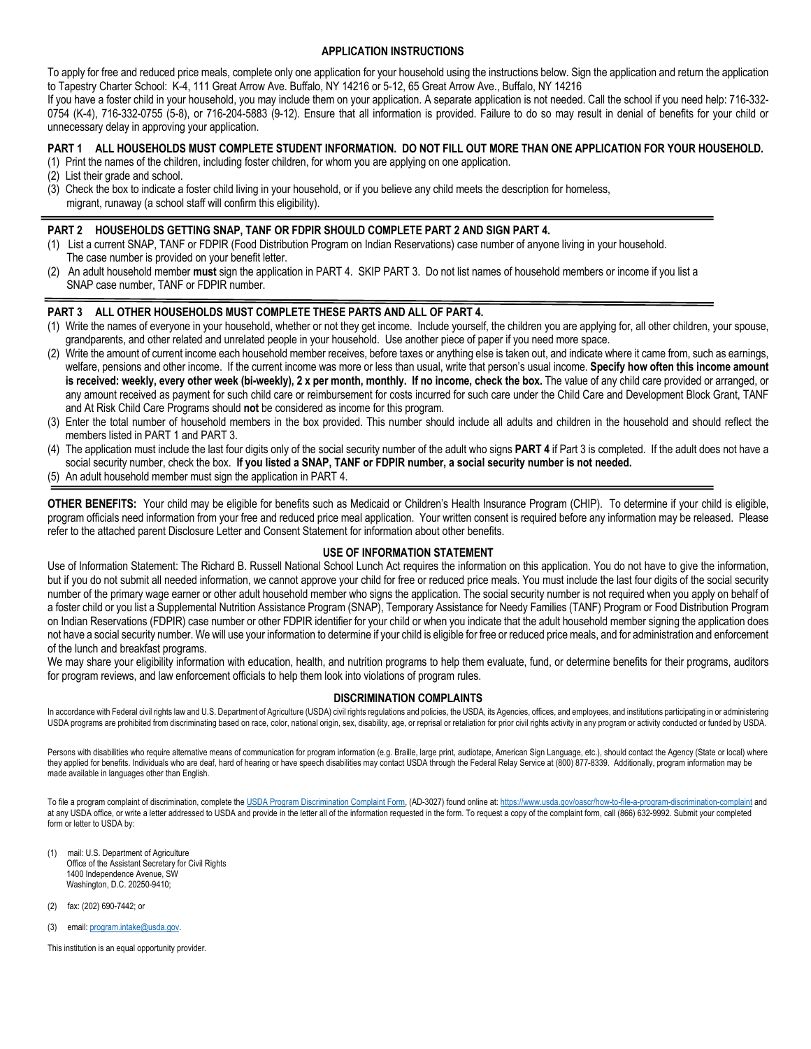## APPLICATION INSTRUCTIONS

To apply for free and reduced price meals, complete only one application for your household using the instructions below. Sign the application and return the application to Tapestry Charter School: K-4, 111 Great Arrow Ave. Buffalo, NY 14216 or 5-12, 65 Great Arrow Ave., Buffalo, NY 14216

If you have a foster child in your household, you may include them on your application. A separate application is not needed. Call the school if you need help: 716-332-0754 (K-4), 716-332-0755 (5-8), or 716-204-5883 (9-12). Ensure that all information is provided. Failure to do so may result in denial of benefits for your child or unnecessary delay in approving your application.

### PART 1 ALL HOUSEHOLDS MUST COMPLETE STUDENT INFORMATION. DO NOT FILL OUT MORE THAN ONE APPLICATION FOR YOUR HOUSEHOLD.

(1) Print the names of the children, including foster children, for whom you are applying on one application.
(2) List their grade and school.
(3) Check the box to indicate a foster child living in your household, or if you believe any child meets the description for homeless, migrant, runaway (a school staff will confirm this eligibility).

### PART 2 HOUSEHOLDS GETTING SNAP, TANF OR FDPIR SHOULD COMPLETE PART 2 AND SIGN PART 4.

(1) List a current SNAP, TANF or FDPIR (Food Distribution Program on Indian Reservations) case number of anyone living in your household. The case number is provided on your benefit letter.
(2) An adult household member **must** sign the application in PART 4. SKIP PART 3. Do not list names of household members or income if you list a SNAP case number, TANF or FDPIR number.

### PART 3 ALL OTHER HOUSEHOLDS MUST COMPLETE THESE PARTS AND ALL OF PART 4.

(1) Write the names of everyone in your household, whether or not they get income. Include yourself, the children you are applying for, all other children, your spouse, grandparents, and other related and unrelated people in your household. Use another piece of paper if you need more space.
(2) Write the amount of current income each household member receives, before taxes or anything else is taken out, and indicate where it came from, such as earnings, welfare, pensions and other income. If the current income was more or less than usual, write that person's usual income. **Specify how often this income amount is received: weekly, every other week (bi-weekly), 2 x per month, monthly. If no income, check the box.** The value of any child care provided or arranged, or any amount received as payment for such child care or reimbursement for costs incurred for such care under the Child Care and Development Block Grant, TANF and At Risk Child Care Programs should **not** be considered as income for this program.
(3) Enter the total number of household members in the box provided. This number should include all adults and children in the household and should reflect the members listed in PART 1 and PART 3.
(4) The application must include the last four digits only of the social security number of the adult who signs **PART 4** if Part 3 is completed. If the adult does not have a social security number, check the box. **If you listed a SNAP, TANF or FDPIR number, a social security number is not needed.**
(5) An adult household member must sign the application in PART 4.

**OTHER BENEFITS:** Your child may be eligible for benefits such as Medicaid or Children's Health Insurance Program (CHIP). To determine if your child is eligible, program officials need information from your free and reduced price meal application. Your written consent is required before any information may be released. Please refer to the attached parent Disclosure Letter and Consent Statement for information about other benefits.

## USE OF INFORMATION STATEMENT

Use of Information Statement: The Richard B. Russell National School Lunch Act requires the information on this application. You do not have to give the information, but if you do not submit all needed information, we cannot approve your child for free or reduced price meals. You must include the last four digits of the social security number of the primary wage earner or other adult household member who signs the application. The social security number is not required when you apply on behalf of a foster child or you list a Supplemental Nutrition Assistance Program (SNAP), Temporary Assistance for Needy Families (TANF) Program or Food Distribution Program on Indian Reservations (FDPIR) case number or other FDPIR identifier for your child or when you indicate that the adult household member signing the application does not have a social security number. We will use your information to determine if your child is eligible for free or reduced price meals, and for administration and enforcement of the lunch and breakfast programs.

We may share your eligibility information with education, health, and nutrition programs to help them evaluate, fund, or determine benefits for their programs, auditors for program reviews, and law enforcement officials to help them look into violations of program rules.

## DISCRIMINATION COMPLAINTS

In accordance with Federal civil rights law and U.S. Department of Agriculture (USDA) civil rights regulations and policies, the USDA, its Agencies, offices, and employees, and institutions participating in or administering USDA programs are prohibited from discriminating based on race, color, national origin, sex, disability, age, or reprisal or retaliation for prior civil rights activity in any program or activity conducted or funded by USDA.

Persons with disabilities who require alternative means of communication for program information (e.g. Braille, large print, audiotape, American Sign Language, etc.), should contact the Agency (State or local) where they applied for benefits. Individuals who are deaf, hard of hearing or have speech disabilities may contact USDA through the Federal Relay Service at (800) 877-8339. Additionally, program information may be made available in languages other than English.

To file a program complaint of discrimination, complete the USDA Program Discrimination Complaint Form, (AD-3027) found online at: https://www.usda.gov/oascr/how-to-file-a-program-discrimination-complaint and at any USDA office, or write a letter addressed to USDA and provide in the letter all of the information requested in the form. To request a copy of the complaint form, call (866) 632-9992. Submit your completed form or letter to USDA by:

(1) mail: U.S. Department of Agriculture
Office of the Assistant Secretary for Civil Rights
1400 Independence Avenue, SW
Washington, D.C. 20250-9410;

(2) fax: (202) 690-7442; or

(3) email: program.intake@usda.gov.

This institution is an equal opportunity provider.